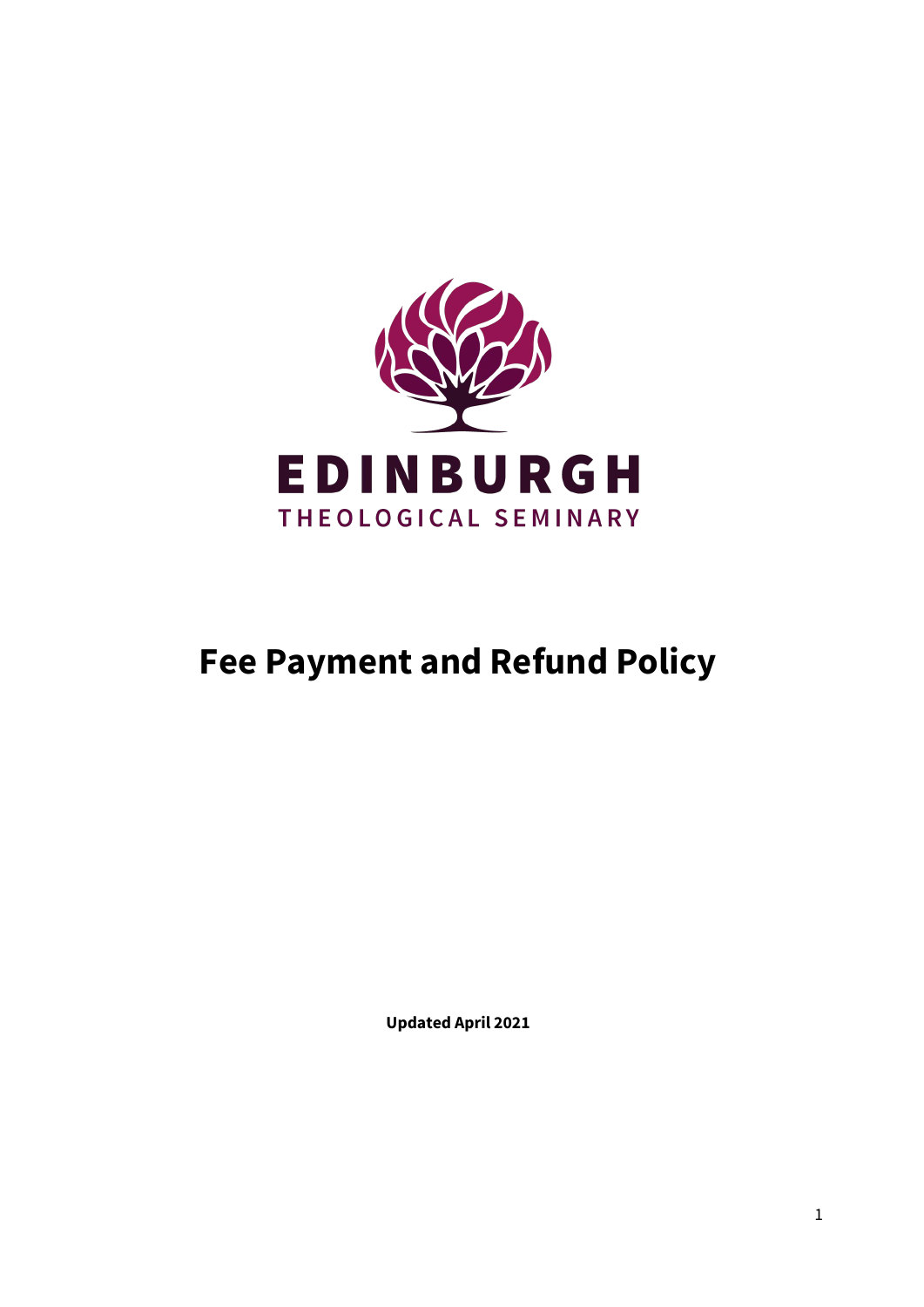EDINBURGH

THEOLOGICAL SEMINARY

# Fee Payment and Refund Policy

**Updated April 2021**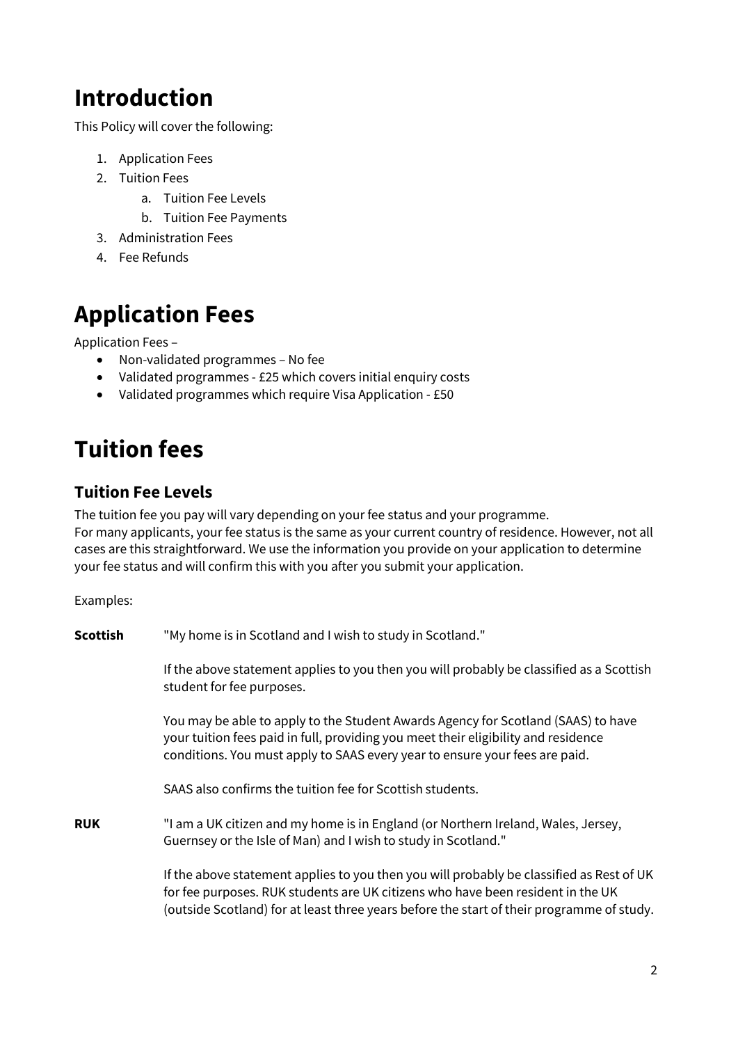# Introduction

This Policy will cover the following:

1. Application Fees
2. Tuition Fees
    a. Tuition Fee Levels
    b. Tuition Fee Payments
3. Administration Fees
4. Fee Refunds

# Application Fees

Application Fees –

- Non-validated programmes – No fee
- Validated programmes - £25 which covers initial enquiry costs
- Validated programmes which require Visa Application - £50

# Tuition fees

## Tuition Fee Levels

The tuition fee you pay will vary depending on your fee status and your programme.
For many applicants, your fee status is the same as your current country of residence. However, not all cases are this straightforward. We use the information you provide on your application to determine your fee status and will confirm this with you after you submit your application.

Examples:

**Scottish** "My home is in Scotland and I wish to study in Scotland."

If the above statement applies to you then you will probably be classified as a Scottish student for fee purposes.

You may be able to apply to the Student Awards Agency for Scotland (SAAS) to have your tuition fees paid in full, providing you meet their eligibility and residence conditions. You must apply to SAAS every year to ensure your fees are paid.

SAAS also confirms the tuition fee for Scottish students.

**RUK** "I am a UK citizen and my home is in England (or Northern Ireland, Wales, Jersey, Guernsey or the Isle of Man) and I wish to study in Scotland."

If the above statement applies to you then you will probably be classified as Rest of UK for fee purposes. RUK students are UK citizens who have been resident in the UK (outside Scotland) for at least three years before the start of their programme of study.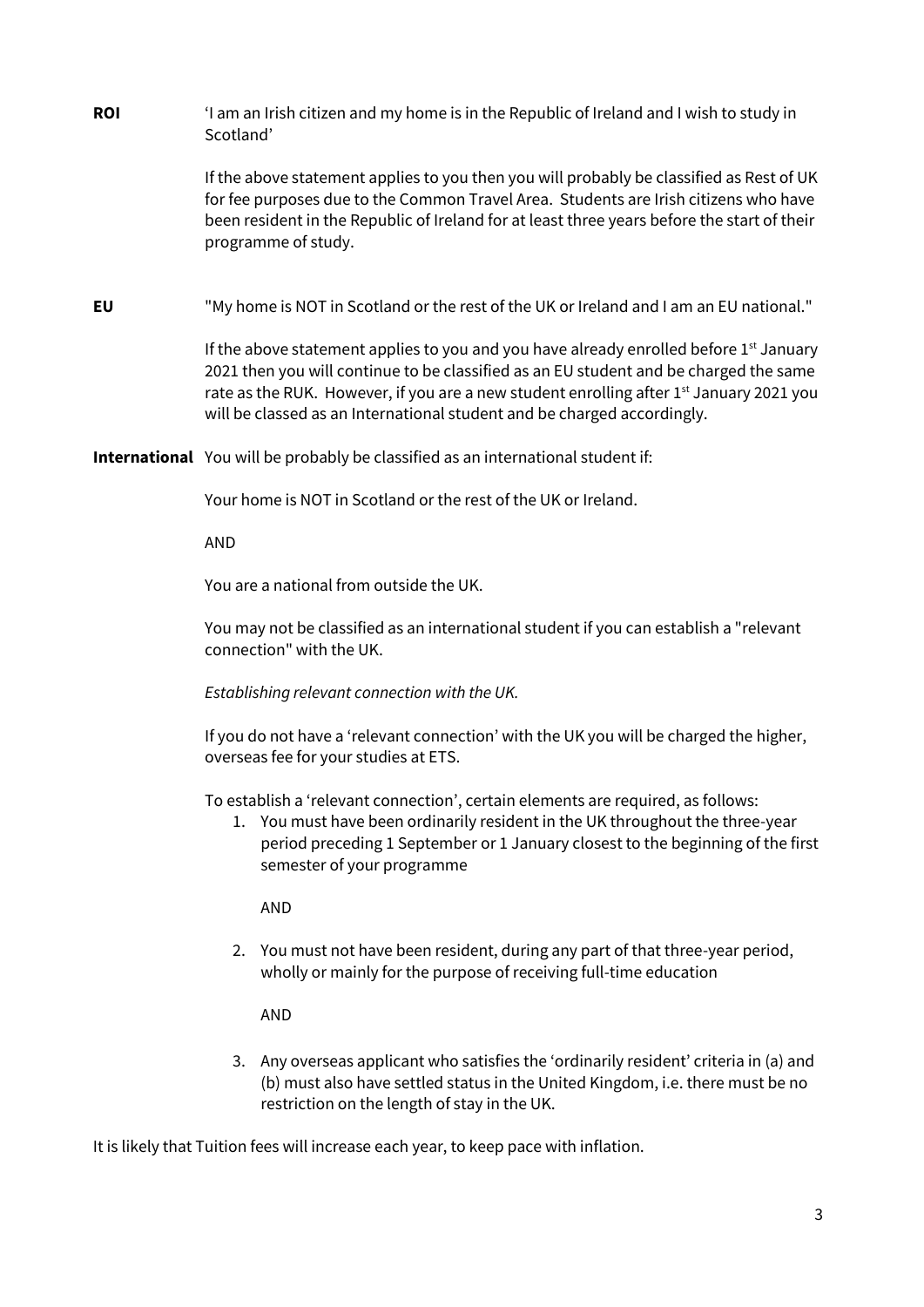**ROI** 'I am an Irish citizen and my home is in the Republic of Ireland and I wish to study in Scotland'

If the above statement applies to you then you will probably be classified as Rest of UK for fee purposes due to the Common Travel Area. Students are Irish citizens who have been resident in the Republic of Ireland for at least three years before the start of their programme of study.

**EU** "My home is NOT in Scotland or the rest of the UK or Ireland and I am an EU national."

If the above statement applies to you and you have already enrolled before 1st January 2021 then you will continue to be classified as an EU student and be charged the same rate as the RUK. However, if you are a new student enrolling after 1st January 2021 you will be classed as an International student and be charged accordingly.

**International** You will be probably be classified as an international student if:

Your home is NOT in Scotland or the rest of the UK or Ireland.

AND

You are a national from outside the UK.

You may not be classified as an international student if you can establish a "relevant connection" with the UK.

*Establishing relevant connection with the UK.*

If you do not have a 'relevant connection' with the UK you will be charged the higher, overseas fee for your studies at ETS.

To establish a 'relevant connection', certain elements are required, as follows:

1. You must have been ordinarily resident in the UK throughout the three-year period preceding 1 September or 1 January closest to the beginning of the first semester of your programme

   AND

2. You must not have been resident, during any part of that three-year period, wholly or mainly for the purpose of receiving full-time education

   AND

3. Any overseas applicant who satisfies the 'ordinarily resident' criteria in (a) and (b) must also have settled status in the United Kingdom, i.e. there must be no restriction on the length of stay in the UK.

It is likely that Tuition fees will increase each year, to keep pace with inflation.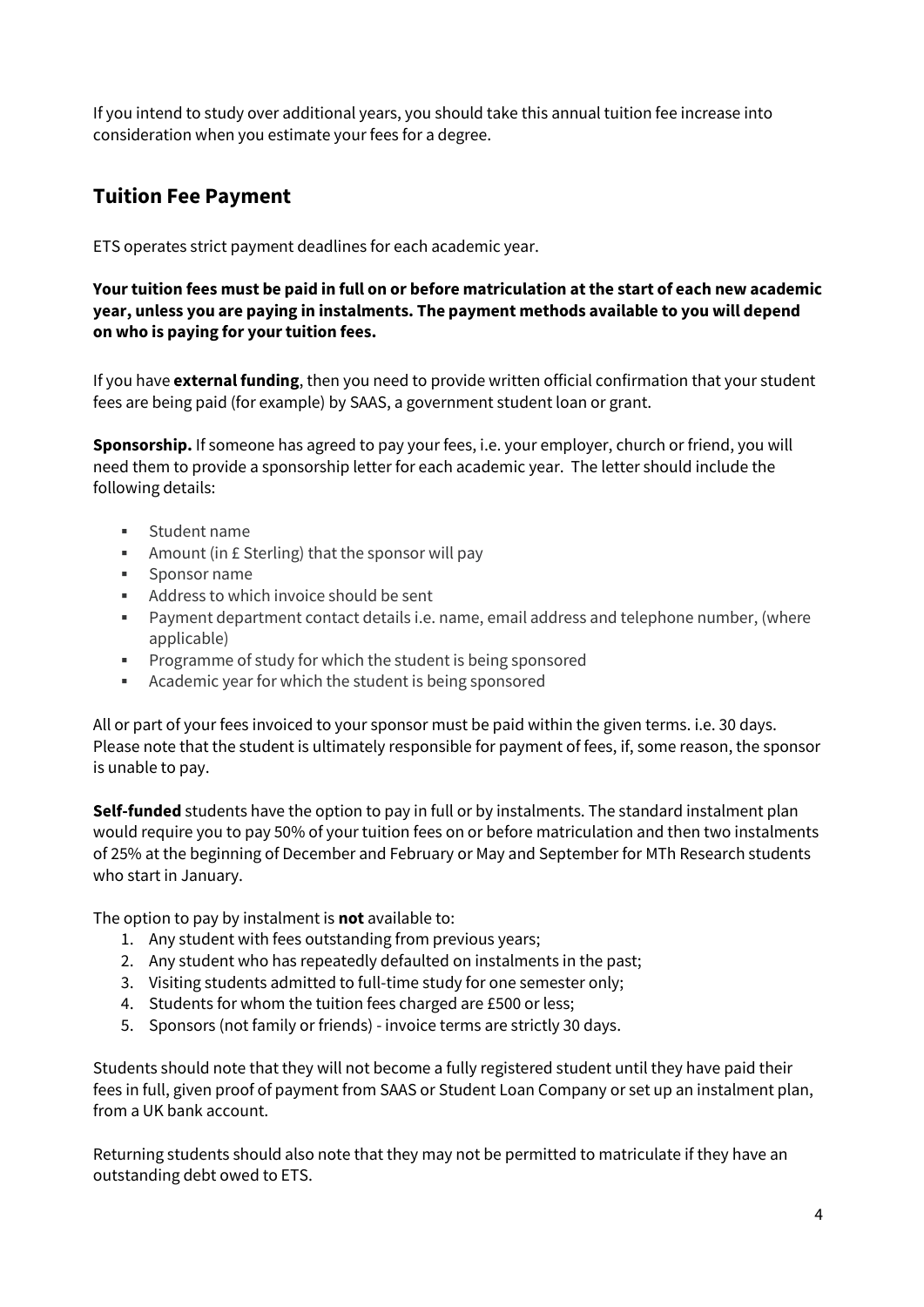If you intend to study over additional years, you should take this annual tuition fee increase into consideration when you estimate your fees for a degree.

## Tuition Fee Payment

ETS operates strict payment deadlines for each academic year.

**Your tuition fees must be paid in full on or before matriculation at the start of each new academic year, unless you are paying in instalments. The payment methods available to you will depend on who is paying for your tuition fees.**

If you have **external funding**, then you need to provide written official confirmation that your student fees are being paid (for example) by SAAS, a government student loan or grant.

**Sponsorship.** If someone has agreed to pay your fees, i.e. your employer, church or friend, you will need them to provide a sponsorship letter for each academic year. The letter should include the following details:

- Student name
- Amount (in £ Sterling) that the sponsor will pay
- Sponsor name
- Address to which invoice should be sent
- Payment department contact details i.e. name, email address and telephone number, (where applicable)
- Programme of study for which the student is being sponsored
- Academic year for which the student is being sponsored

All or part of your fees invoiced to your sponsor must be paid within the given terms. i.e. 30 days. Please note that the student is ultimately responsible for payment of fees, if, some reason, the sponsor is unable to pay.

**Self-funded** students have the option to pay in full or by instalments. The standard instalment plan would require you to pay 50% of your tuition fees on or before matriculation and then two instalments of 25% at the beginning of December and February or May and September for MTh Research students who start in January.

The option to pay by instalment is **not** available to:

1. Any student with fees outstanding from previous years;
2. Any student who has repeatedly defaulted on instalments in the past;
3. Visiting students admitted to full-time study for one semester only;
4. Students for whom the tuition fees charged are £500 or less;
5. Sponsors (not family or friends) - invoice terms are strictly 30 days.

Students should note that they will not become a fully registered student until they have paid their fees in full, given proof of payment from SAAS or Student Loan Company or set up an instalment plan, from a UK bank account.

Returning students should also note that they may not be permitted to matriculate if they have an outstanding debt owed to ETS.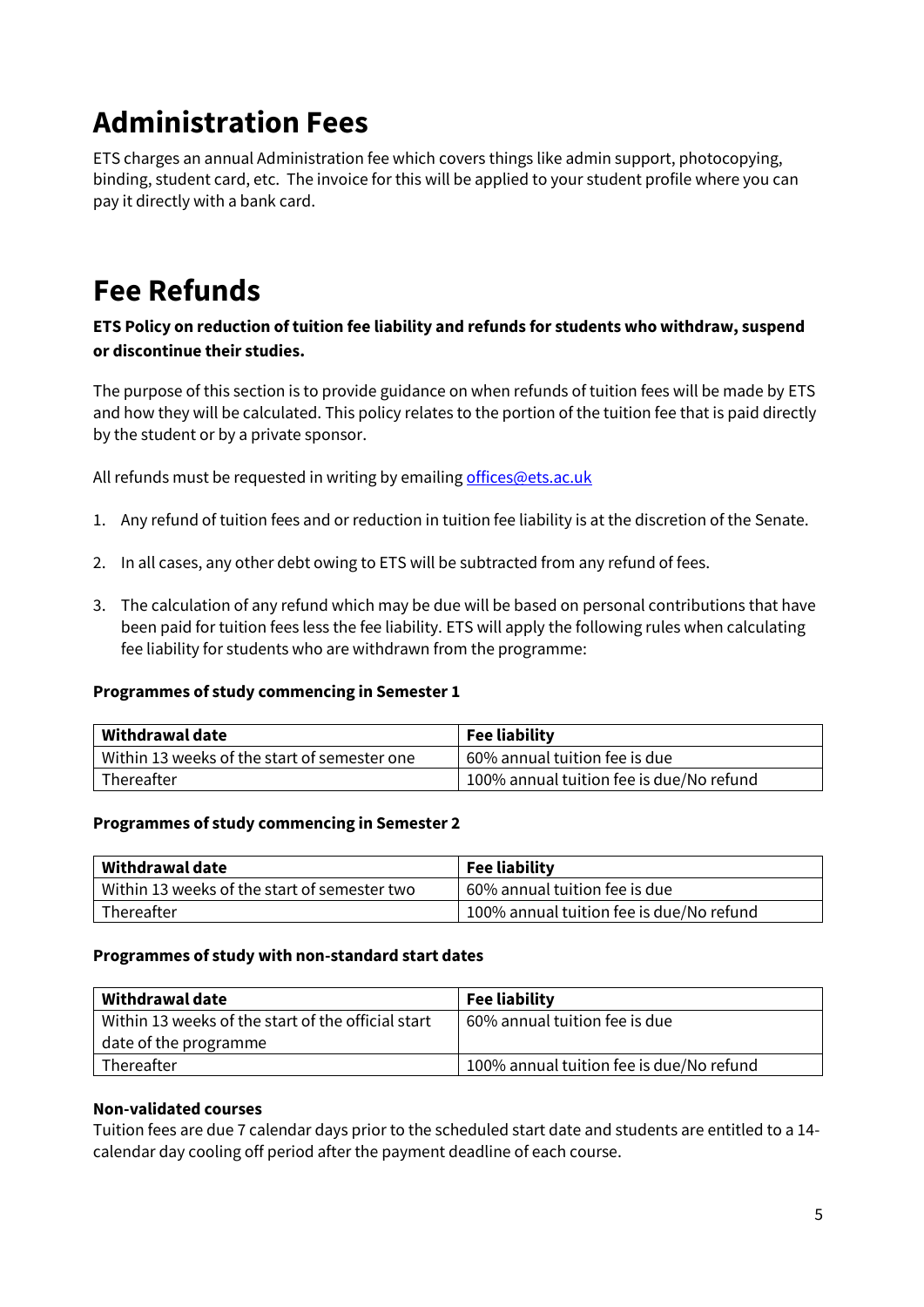# Administration Fees

ETS charges an annual Administration fee which covers things like admin support, photocopying, binding, student card, etc. The invoice for this will be applied to your student profile where you can pay it directly with a bank card.

# Fee Refunds

**ETS Policy on reduction of tuition fee liability and refunds for students who withdraw, suspend or discontinue their studies.**

The purpose of this section is to provide guidance on when refunds of tuition fees will be made by ETS and how they will be calculated. This policy relates to the portion of the tuition fee that is paid directly by the student or by a private sponsor.

All refunds must be requested in writing by emailing [offices@ets.ac.uk](mailto:offices@ets.ac.uk)

1. Any refund of tuition fees and or reduction in tuition fee liability is at the discretion of the Senate.
2. In all cases, any other debt owing to ETS will be subtracted from any refund of fees.
3. The calculation of any refund which may be due will be based on personal contributions that have been paid for tuition fees less the fee liability. ETS will apply the following rules when calculating fee liability for students who are withdrawn from the programme:

**Programmes of study commencing in Semester 1**

| Withdrawal date | Fee liability |
| --- | --- |
| Within 13 weeks of the start of semester one | 60% annual tuition fee is due |
| Thereafter | 100% annual tuition fee is due/No refund |

**Programmes of study commencing in Semester 2**

| Withdrawal date | Fee liability |
| --- | --- |
| Within 13 weeks of the start of semester two | 60% annual tuition fee is due |
| Thereafter | 100% annual tuition fee is due/No refund |

**Programmes of study with non-standard start dates**

| Withdrawal date | Fee liability |
| --- | --- |
| Within 13 weeks of the start of the official start date of the programme | 60% annual tuition fee is due |
| Thereafter | 100% annual tuition fee is due/No refund |

**Non-validated courses**

Tuition fees are due 7 calendar days prior to the scheduled start date and students are entitled to a 14-calendar day cooling off period after the payment deadline of each course.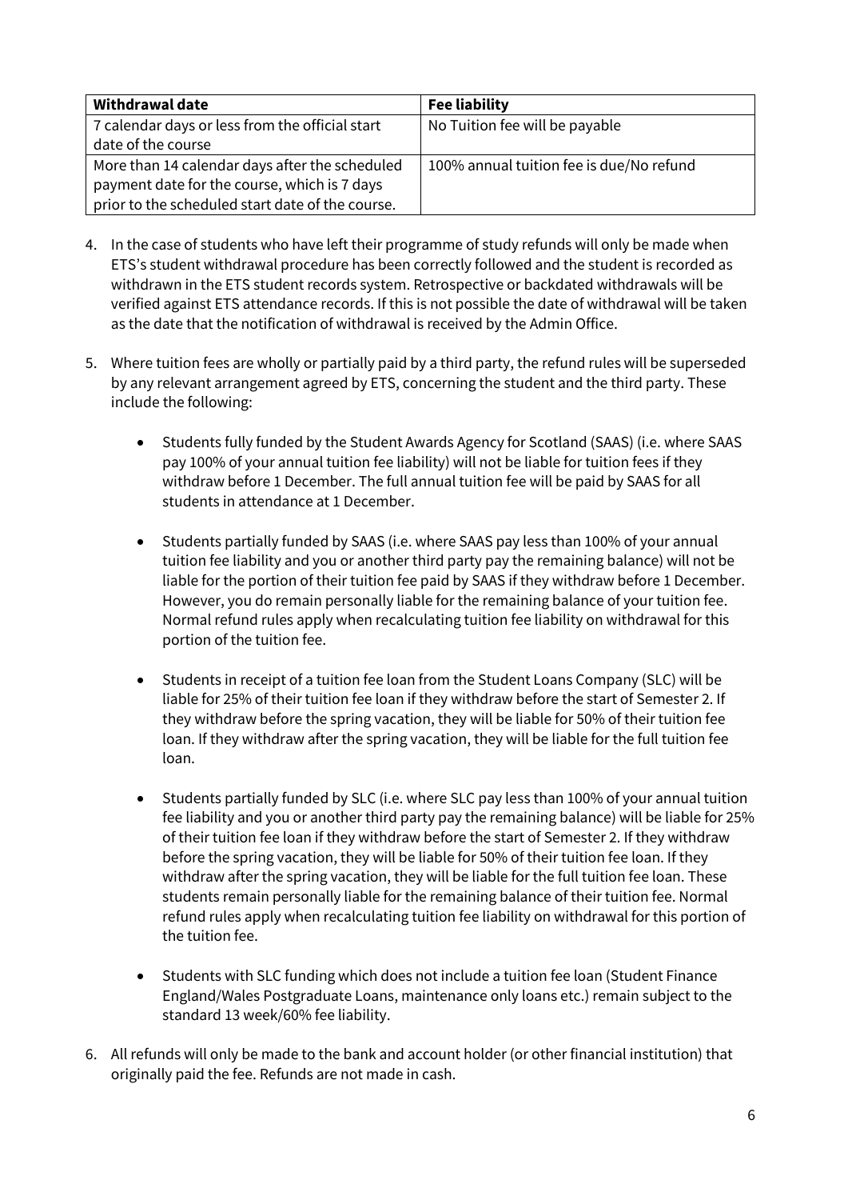| **Withdrawal date** | **Fee liability** |
| --- | --- |
| 7 calendar days or less from the official start date of the course | No Tuition fee will be payable |
| More than 14 calendar days after the scheduled payment date for the course, which is 7 days prior to the scheduled start date of the course. | 100% annual tuition fee is due/No refund |

4. In the case of students who have left their programme of study refunds will only be made when ETS's student withdrawal procedure has been correctly followed and the student is recorded as withdrawn in the ETS student records system. Retrospective or backdated withdrawals will be verified against ETS attendance records. If this is not possible the date of withdrawal will be taken as the date that the notification of withdrawal is received by the Admin Office.

5. Where tuition fees are wholly or partially paid by a third party, the refund rules will be superseded by any relevant arrangement agreed by ETS, concerning the student and the third party. These include the following:

   - Students fully funded by the Student Awards Agency for Scotland (SAAS) (i.e. where SAAS pay 100% of your annual tuition fee liability) will not be liable for tuition fees if they withdraw before 1 December. The full annual tuition fee will be paid by SAAS for all students in attendance at 1 December.

   - Students partially funded by SAAS (i.e. where SAAS pay less than 100% of your annual tuition fee liability and you or another third party pay the remaining balance) will not be liable for the portion of their tuition fee paid by SAAS if they withdraw before 1 December. However, you do remain personally liable for the remaining balance of your tuition fee. Normal refund rules apply when recalculating tuition fee liability on withdrawal for this portion of the tuition fee.

   - Students in receipt of a tuition fee loan from the Student Loans Company (SLC) will be liable for 25% of their tuition fee loan if they withdraw before the start of Semester 2. If they withdraw before the spring vacation, they will be liable for 50% of their tuition fee loan. If they withdraw after the spring vacation, they will be liable for the full tuition fee loan.

   - Students partially funded by SLC (i.e. where SLC pay less than 100% of your annual tuition fee liability and you or another third party pay the remaining balance) will be liable for 25% of their tuition fee loan if they withdraw before the start of Semester 2. If they withdraw before the spring vacation, they will be liable for 50% of their tuition fee loan. If they withdraw after the spring vacation, they will be liable for the full tuition fee loan. These students remain personally liable for the remaining balance of their tuition fee. Normal refund rules apply when recalculating tuition fee liability on withdrawal for this portion of the tuition fee.

   - Students with SLC funding which does not include a tuition fee loan (Student Finance England/Wales Postgraduate Loans, maintenance only loans etc.) remain subject to the standard 13 week/60% fee liability.

6. All refunds will only be made to the bank and account holder (or other financial institution) that originally paid the fee. Refunds are not made in cash.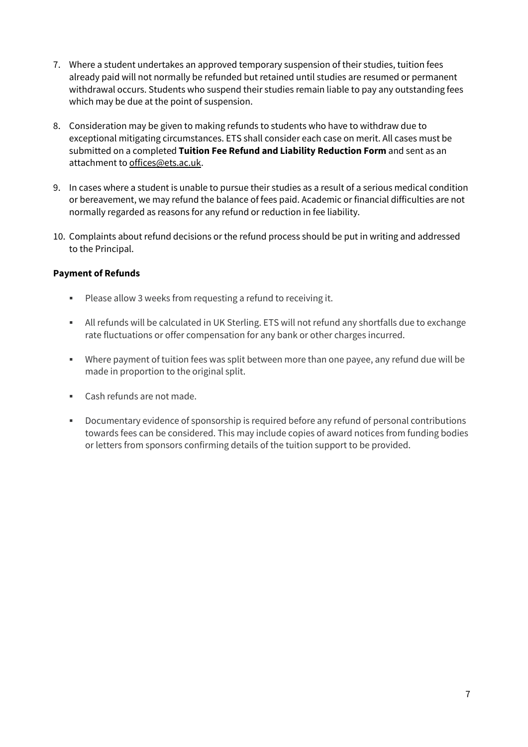7. Where a student undertakes an approved temporary suspension of their studies, tuition fees already paid will not normally be refunded but retained until studies are resumed or permanent withdrawal occurs. Students who suspend their studies remain liable to pay any outstanding fees which may be due at the point of suspension.

8. Consideration may be given to making refunds to students who have to withdraw due to exceptional mitigating circumstances. ETS shall consider each case on merit. All cases must be submitted on a completed **Tuition Fee Refund and Liability Reduction Form** and sent as an attachment to offices@ets.ac.uk.

9. In cases where a student is unable to pursue their studies as a result of a serious medical condition or bereavement, we may refund the balance of fees paid. Academic or financial difficulties are not normally regarded as reasons for any refund or reduction in fee liability.

10. Complaints about refund decisions or the refund process should be put in writing and addressed to the Principal.

**Payment of Refunds**

- Please allow 3 weeks from requesting a refund to receiving it.

- All refunds will be calculated in UK Sterling. ETS will not refund any shortfalls due to exchange rate fluctuations or offer compensation for any bank or other charges incurred.

- Where payment of tuition fees was split between more than one payee, any refund due will be made in proportion to the original split.

- Cash refunds are not made.

- Documentary evidence of sponsorship is required before any refund of personal contributions towards fees can be considered. This may include copies of award notices from funding bodies or letters from sponsors confirming details of the tuition support to be provided.